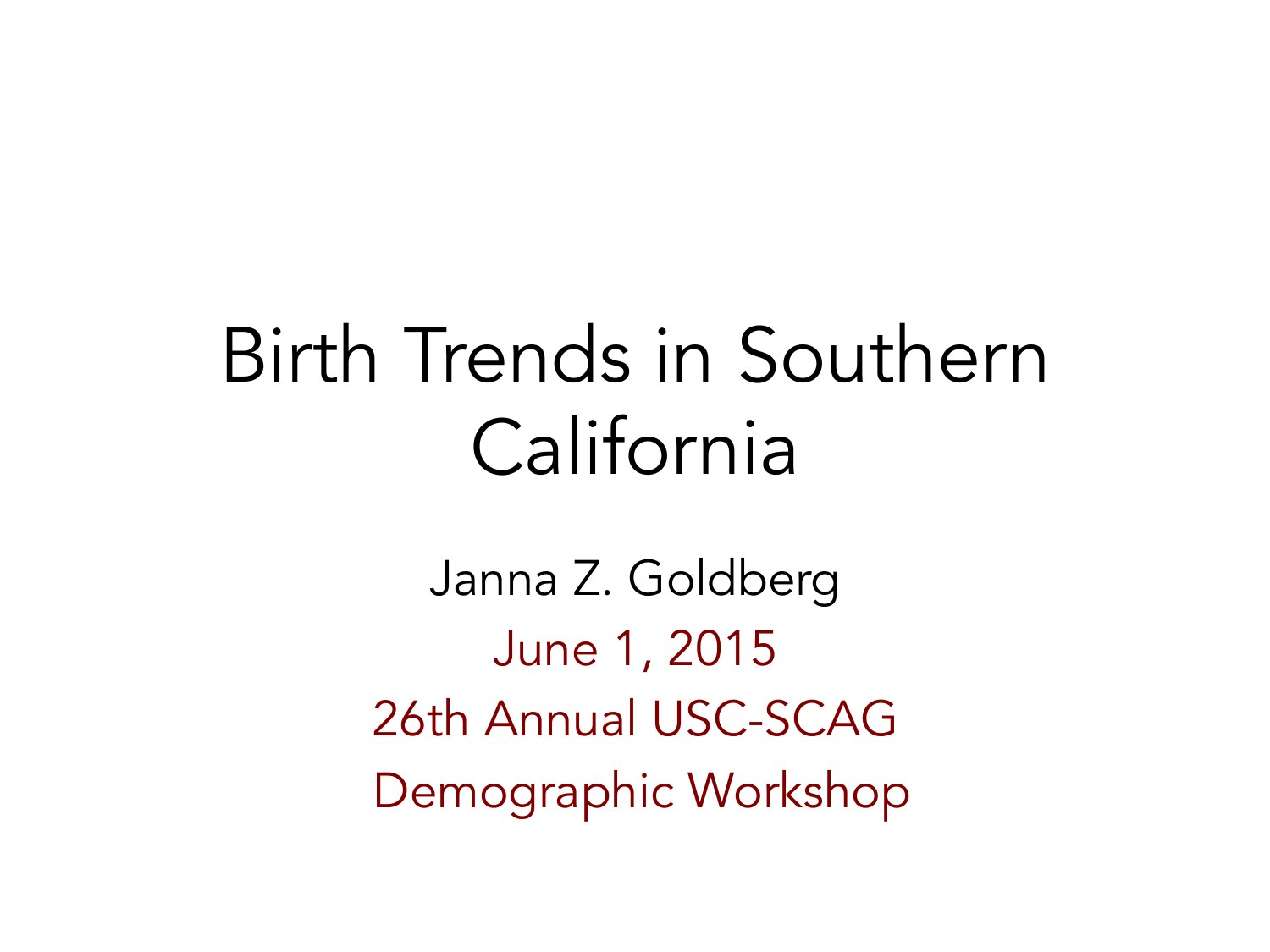# Birth Trends in Southern California

Janna Z. Goldberg

June 1, 2015

26th Annual USC-SCAG Demographic Workshop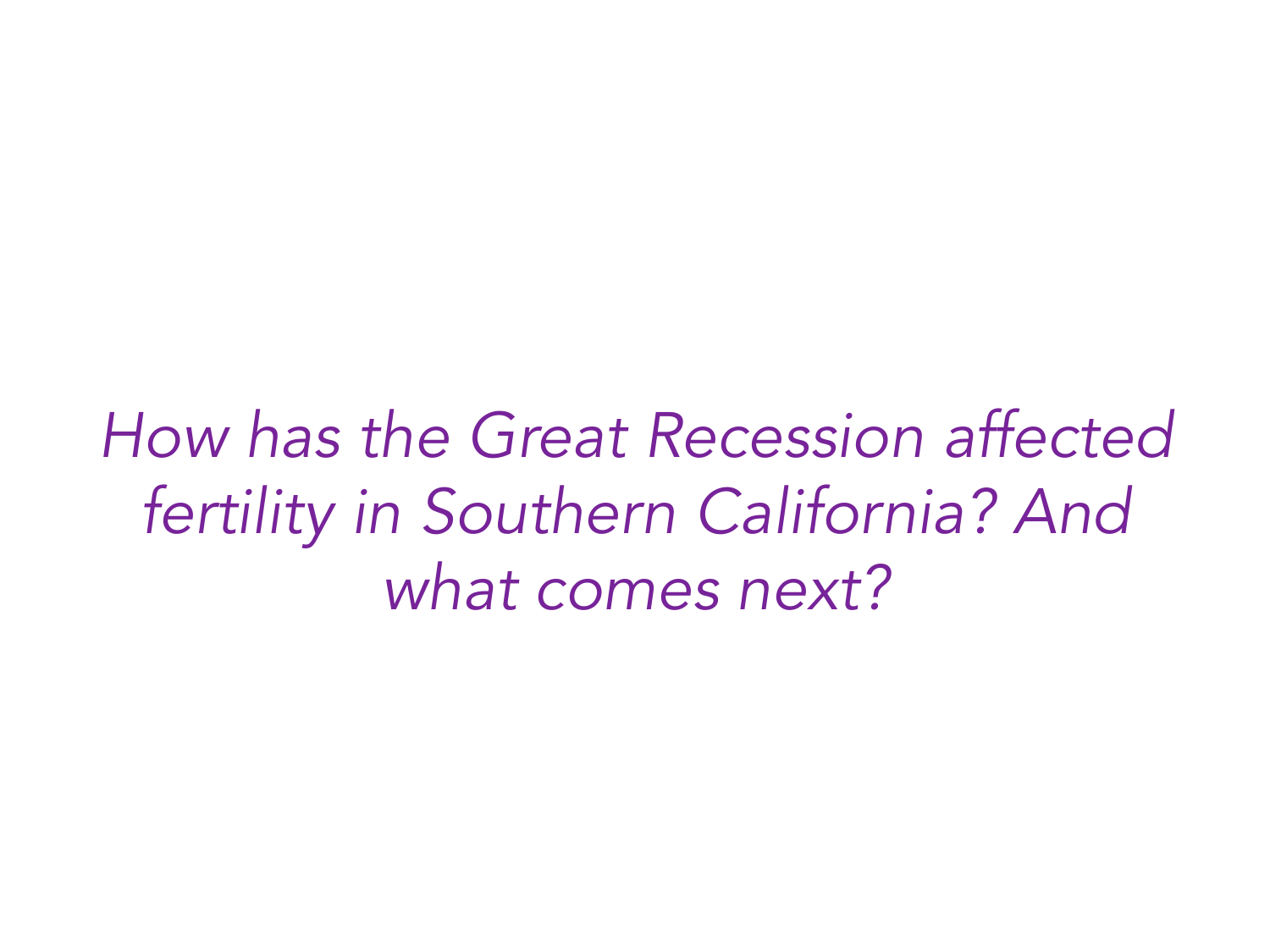*How has the Great Recession affected fertility in Southern California? And what comes next?*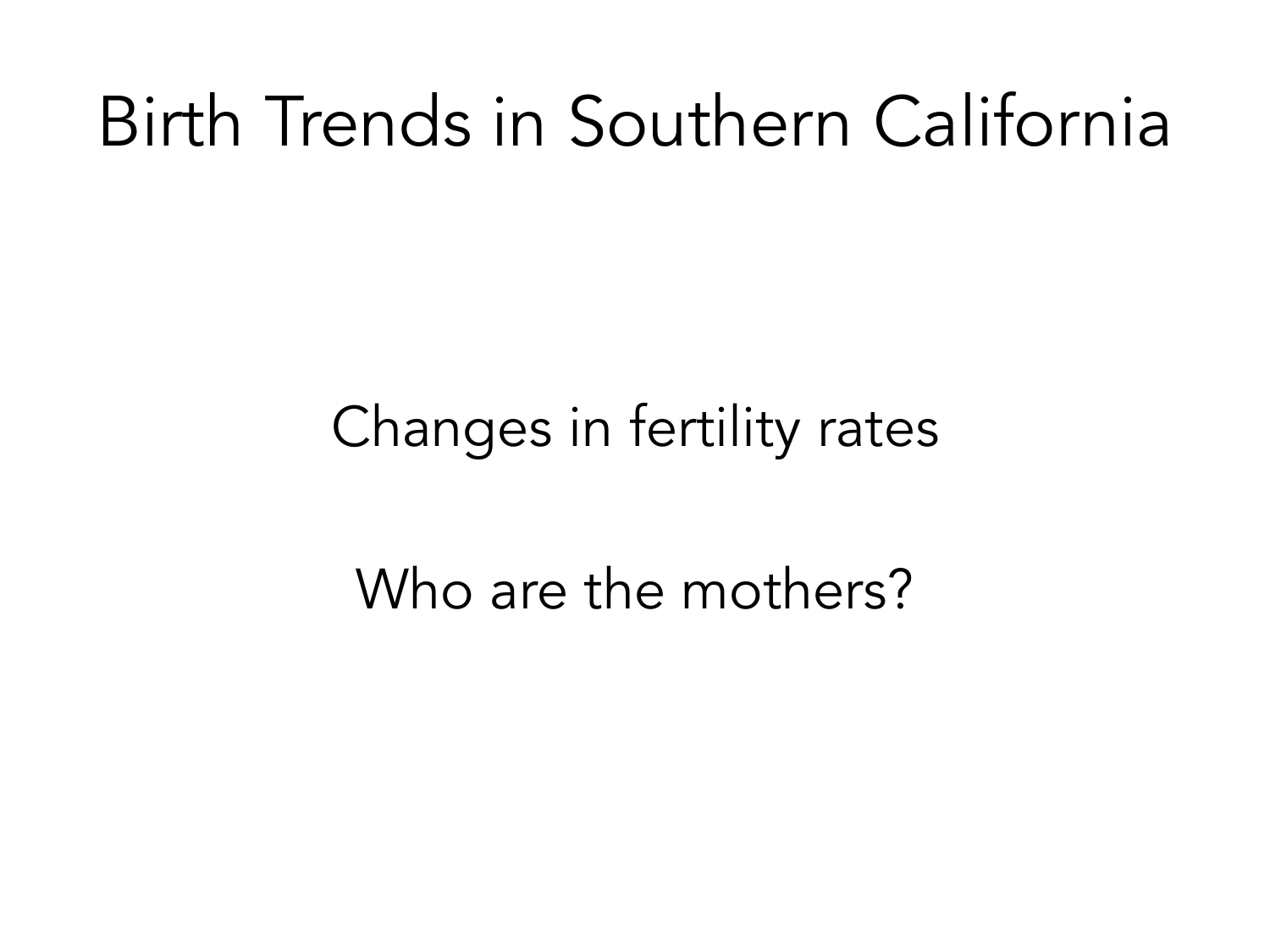# Birth Trends in Southern California

Changes in fertility rates

Who are the mothers?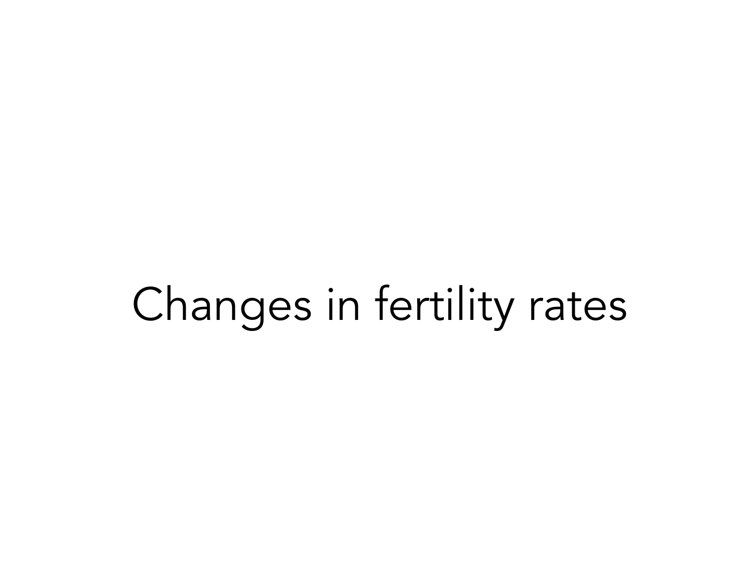# Changes in fertility rates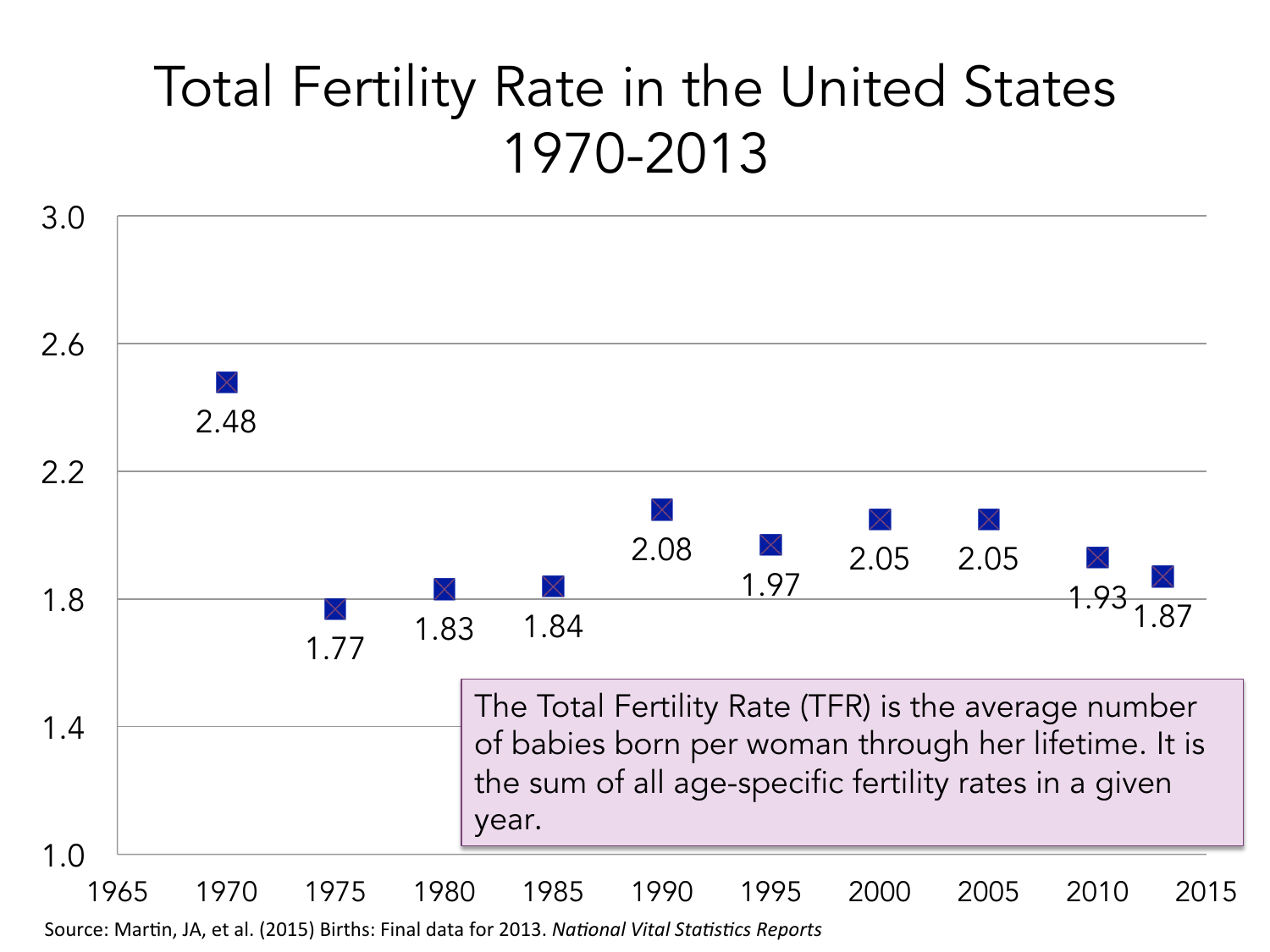# Total Fertility Rate in the United States 1970-2013

| Year | Total Fertility Rate |
|---|---|
| 1970 | 2.48 |
| 1975 | 1.77 |
| 1980 | 1.83 |
| 1985 | 1.84 |
| 1990 | 2.08 |
| 1995 | 1.97 |
| 2000 | 2.05 |
| 2005 | 2.05 |
| 2010 | 1.93 |
| 2013 | 1.87 |

The Total Fertility Rate (TFR) is the average number of babies born per woman through her lifetime. It is the sum of all age-specific fertility rates in a given year.

Source: Martin, JA, et al. (2015) Births: Final data for 2013. *National Vital Statistics Reports*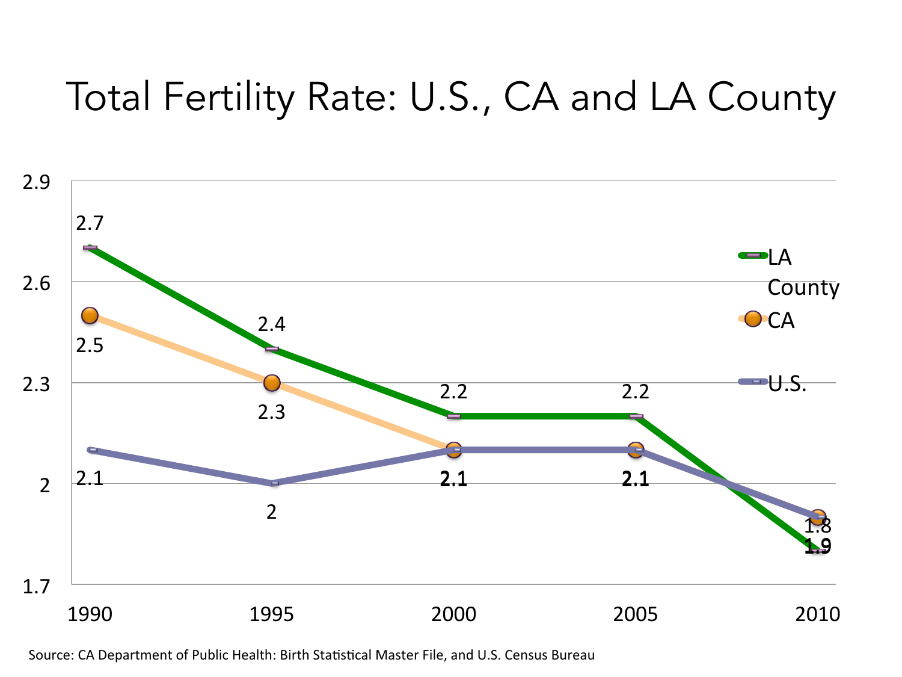# Total Fertility Rate: U.S., CA and LA County

| | 1990 | 1995 | 2000 | 2005 | 2010 |
|---|---|---|---|---|---|
| LA County | 2.7 | 2.4 | 2.2 | 2.2 | 1.8 |
| CA | 2.5 | 2.3 | 2.1 | 2.1 | 1.9 |
| U.S. | 2.1 | 2 | 2.1 | 2.1 | 1.9 |

Source: CA Department of Public Health: Birth Statistical Master File, and U.S. Census Bureau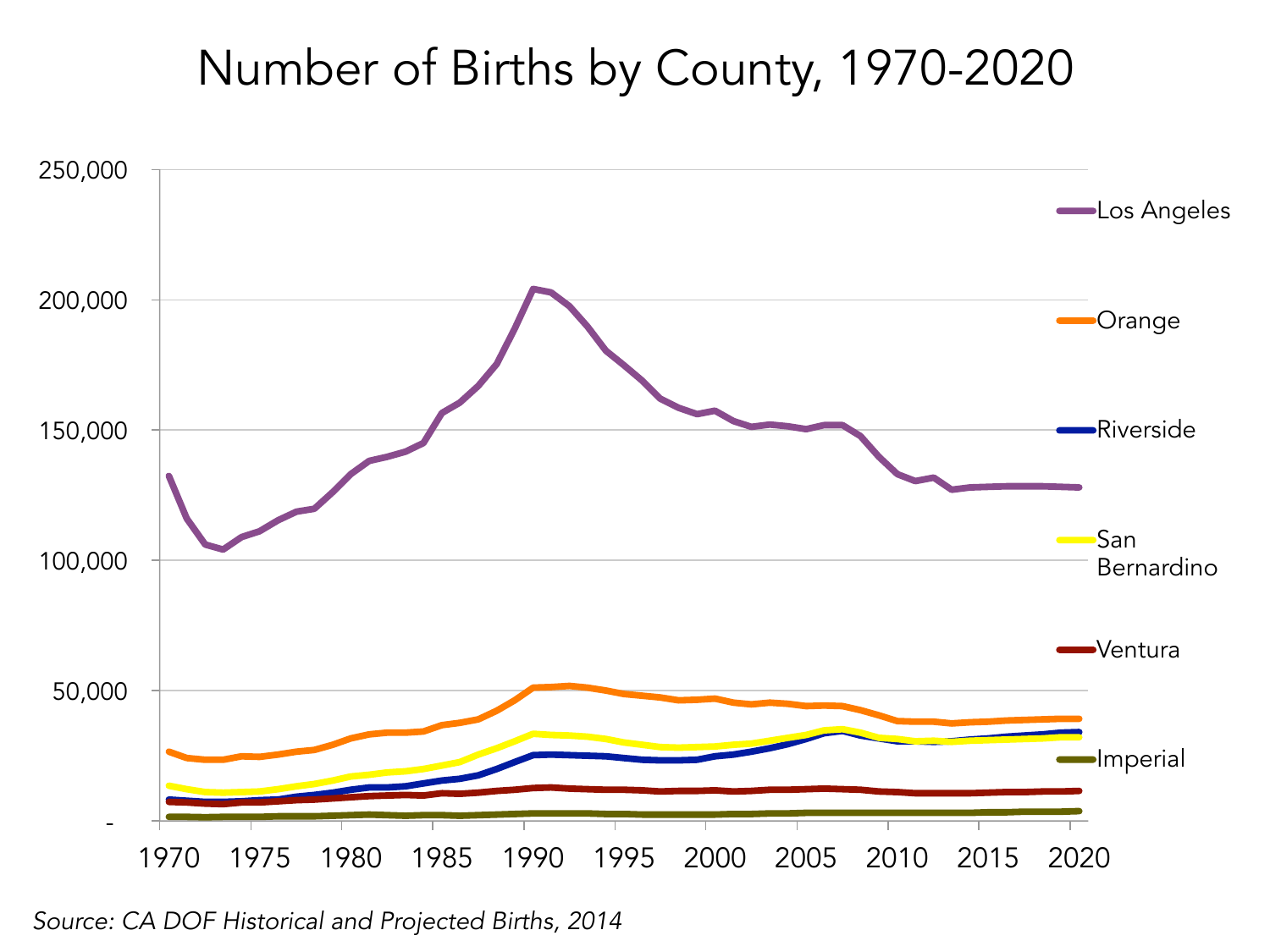# Number of Births by County, 1970-2020

*Source: CA DOF Historical and Projected Births, 2014*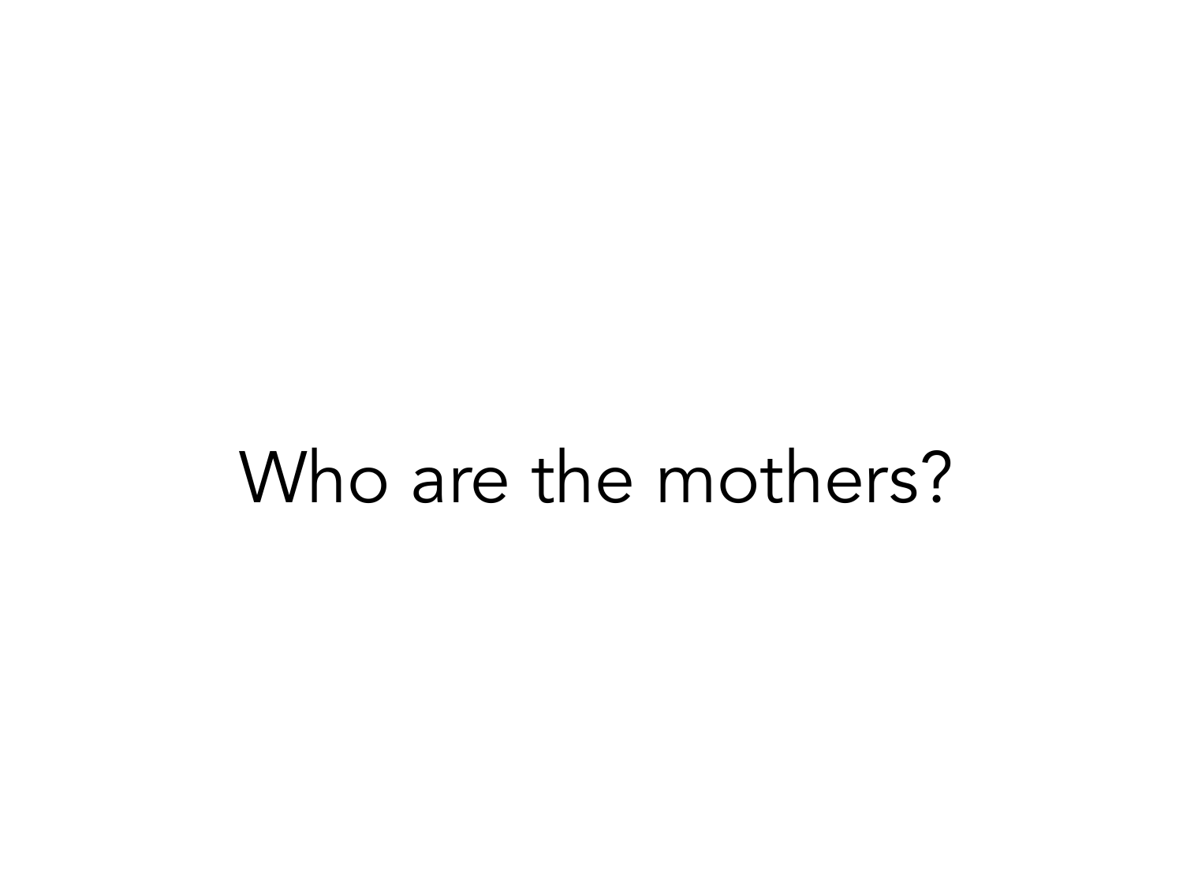# Who are the mothers?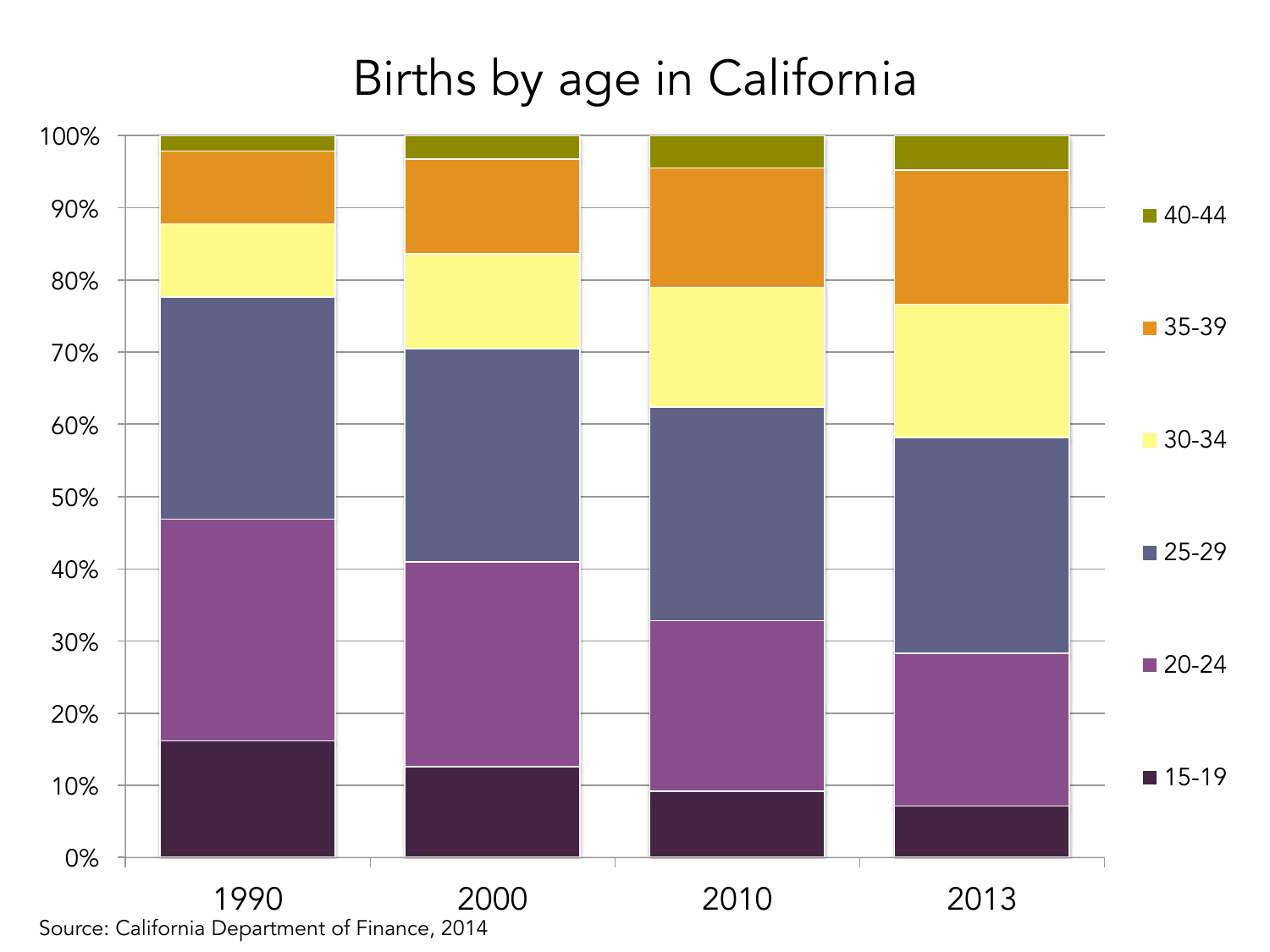# Births by age in California

Source: California Department of Finance, 2014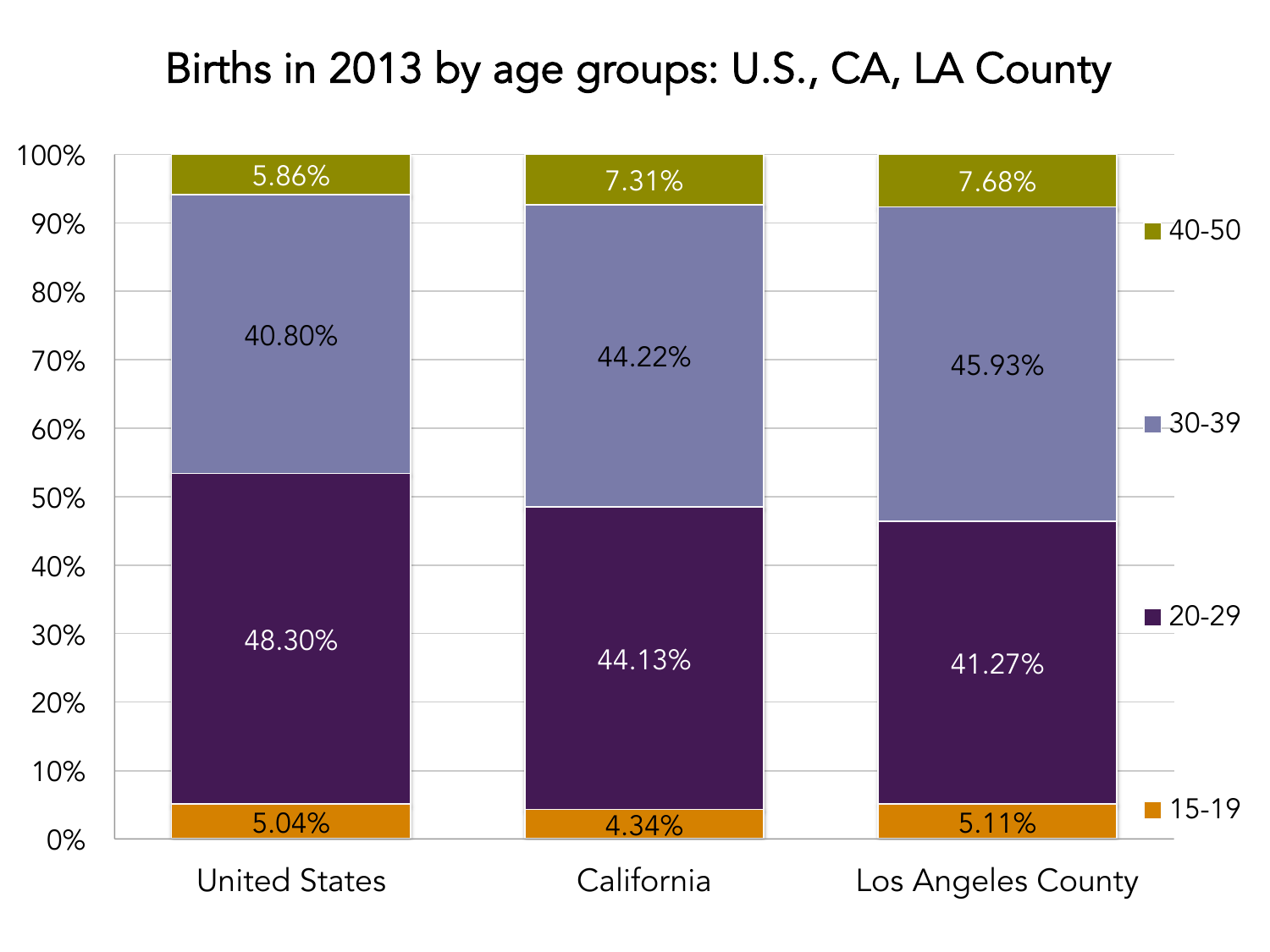# Births in 2013 by age groups: U.S., CA, LA County

| Age group | United States | California | Los Angeles County |
| --- | --- | --- | --- |
| 40-50 | 5.86% | 7.31% | 7.68% |
| 30-39 | 40.80% | 44.22% | 45.93% |
| 20-29 | 48.30% | 44.13% | 41.27% |
| 15-19 | 5.04% | 4.34% | 5.11% |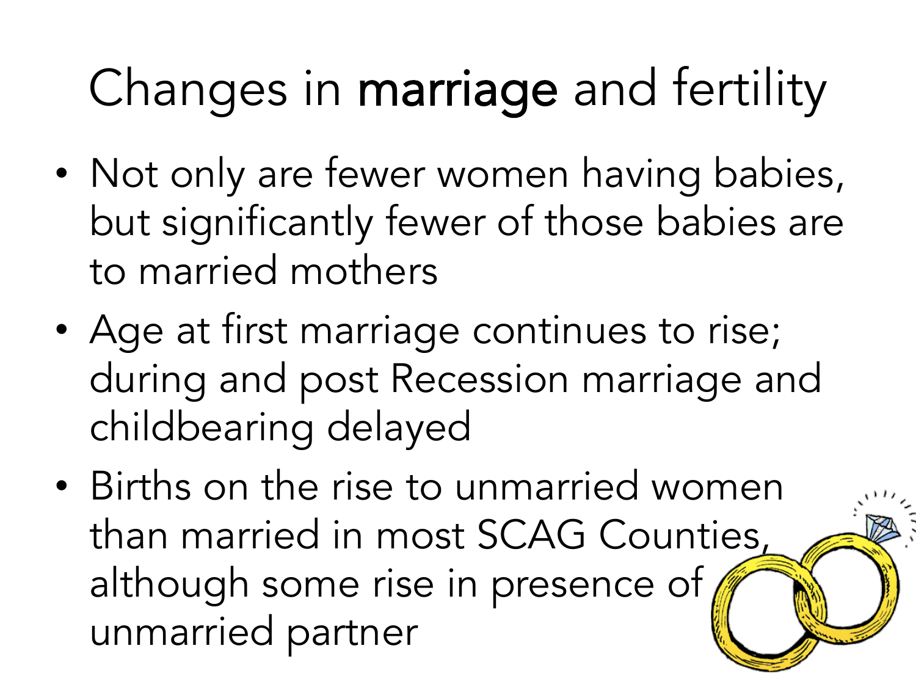# Changes in **marriage** and fertility

- Not only are fewer women having babies, but significantly fewer of those babies are to married mothers
- Age at first marriage continues to rise; during and post Recession marriage and childbearing delayed
- Births on the rise to unmarried women than married in most SCAG Counties, although some rise in presence of unmarried partner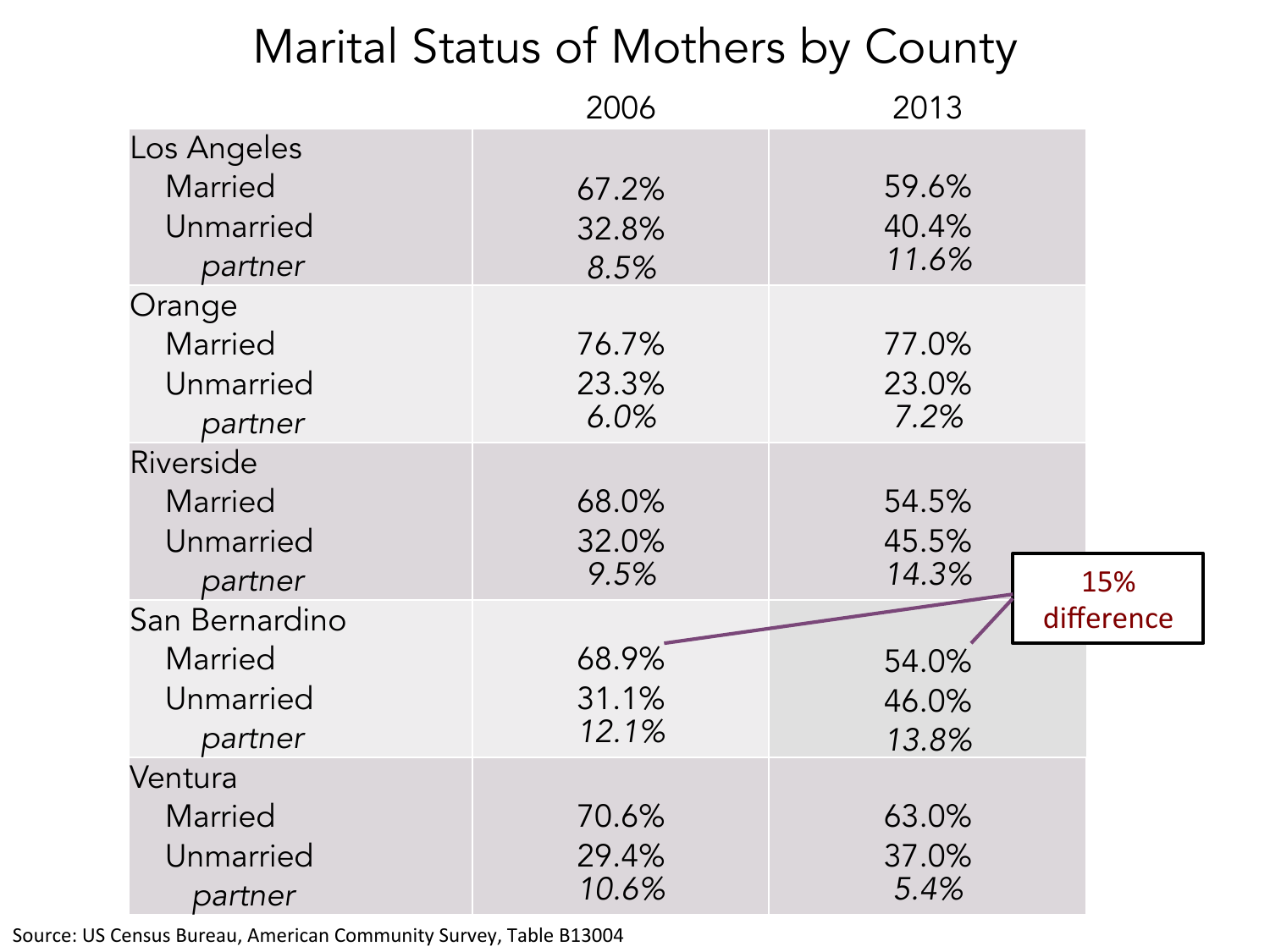# Marital Status of Mothers by County

| | 2006 | 2013 |
|---|---|---|
| **Los Angeles** | | |
| Married | 67.2% | 59.6% |
| Unmarried | 32.8% | 40.4% |
| *partner* | *8.5%* | *11.6%* |
| **Orange** | | |
| Married | 76.7% | 77.0% |
| Unmarried | 23.3% | 23.0% |
| *partner* | *6.0%* | *7.2%* |
| **Riverside** | | |
| Married | 68.0% | 54.5% |
| Unmarried | 32.0% | 45.5% |
| *partner* | *9.5%* | *14.3%* |
| **San Bernardino** | | |
| Married | 68.9% | 54.0% |
| Unmarried | 31.1% | 46.0% |
| *partner* | *12.1%* | *13.8%* |
| **Ventura** | | |
| Married | 70.6% | 63.0% |
| Unmarried | 29.4% | 37.0% |
| *partner* | *10.6%* | *5.4%* |

15% difference

Source: US Census Bureau, American Community Survey, Table B13004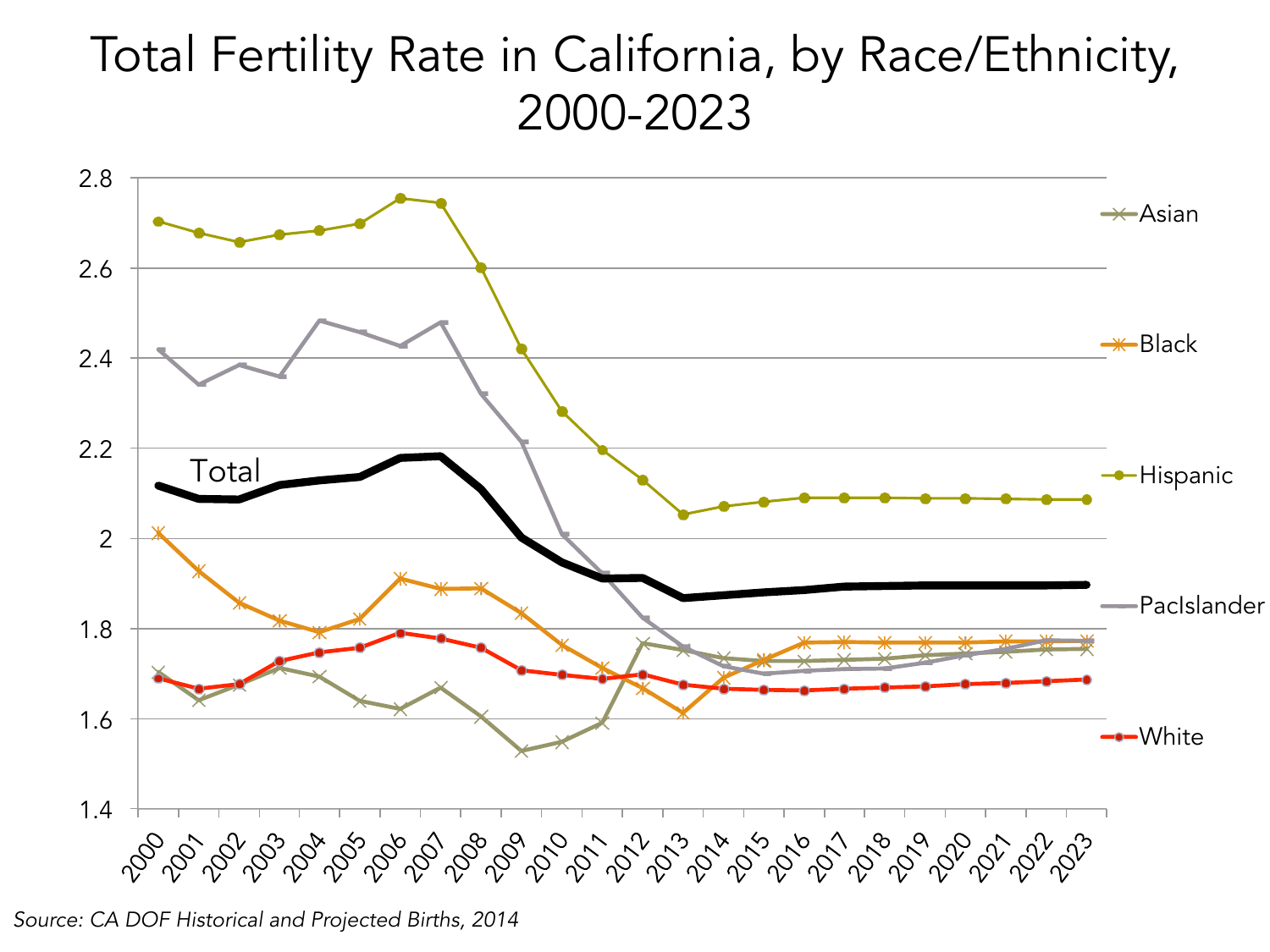# Total Fertility Rate in California, by Race/Ethnicity, 2000-2023

*Source: CA DOF Historical and Projected Births, 2014*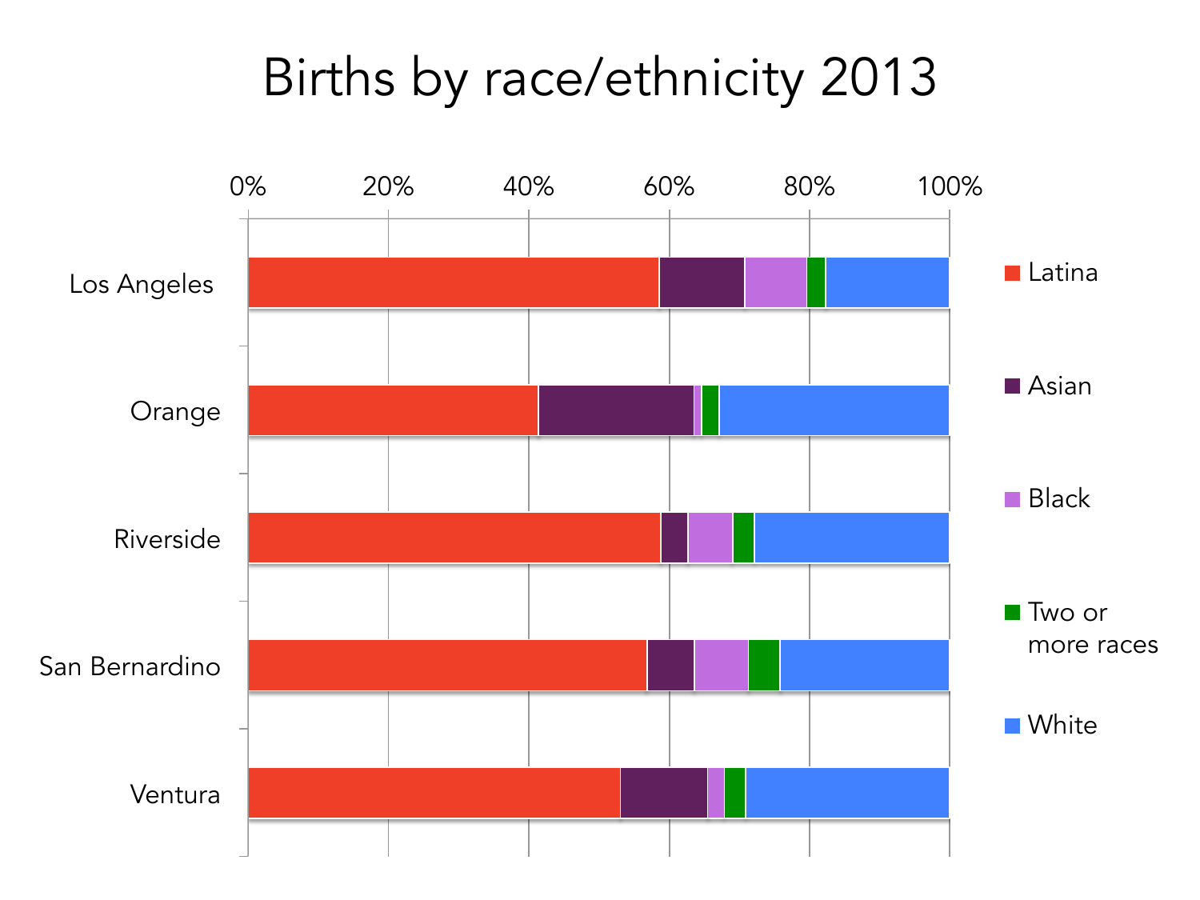# Births by race/ethnicity 2013

0% 20% 40% 60% 80% 100%

Los Angeles

Orange

Riverside

San Bernardino

Ventura

Latina

Asian

Black

Two or more races

White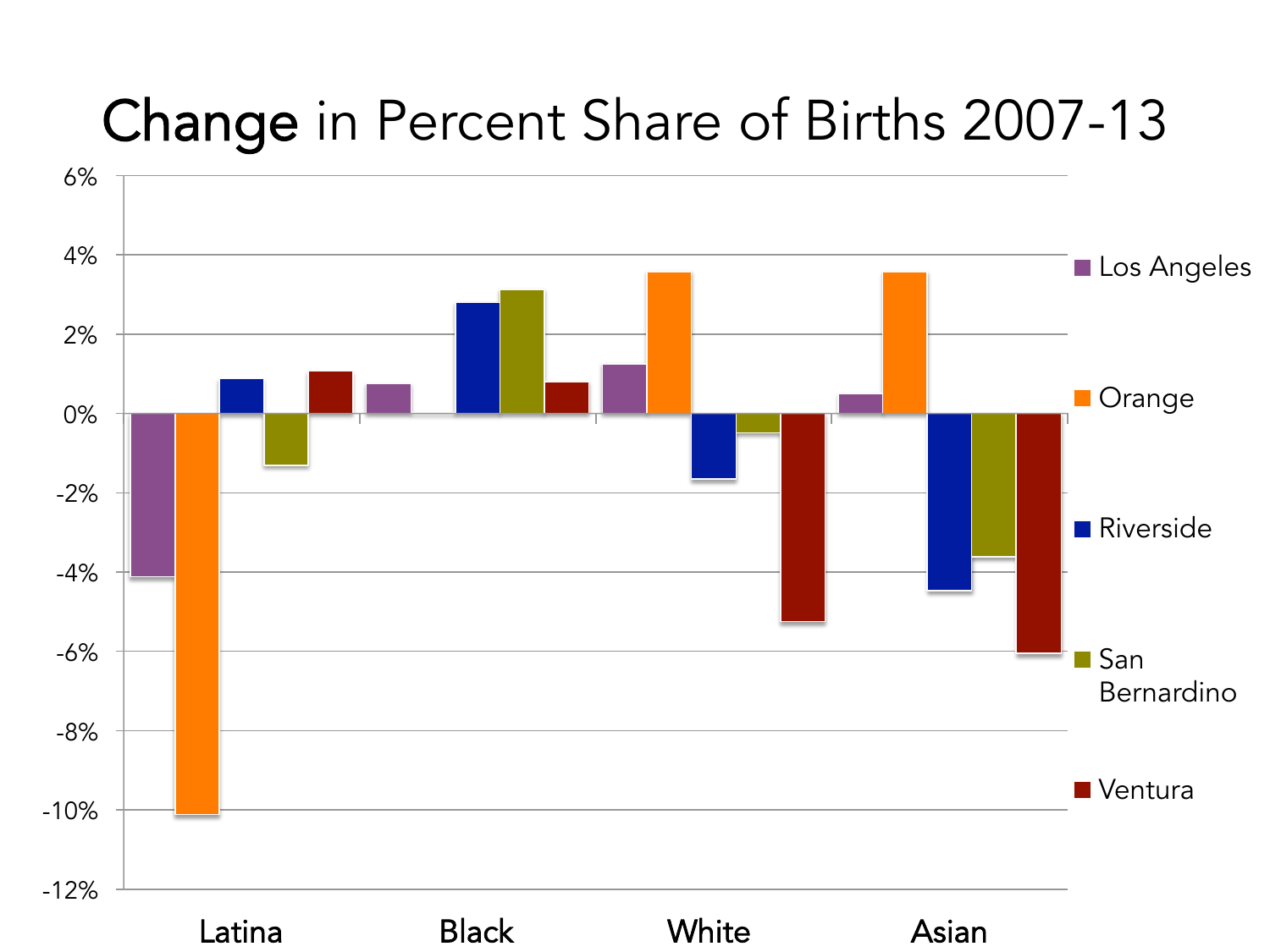# Change in Percent Share of Births 2007-13

| | Los Angeles | Orange | Riverside | San Bernardino | Ventura |
|---|---|---|---|---|---|
| Latina | -4.1% | -10.1% | 0.9% | -1.3% | 1.1% |
| Black | 0.7% | 0.0% | 2.8% | 3.1% | 0.8% |
| White | 1.2% | 3.6% | -1.6% | -0.5% | -5.2% |
| Asian | 0.5% | 3.6% | -4.4% | -3.6% | -6.0% |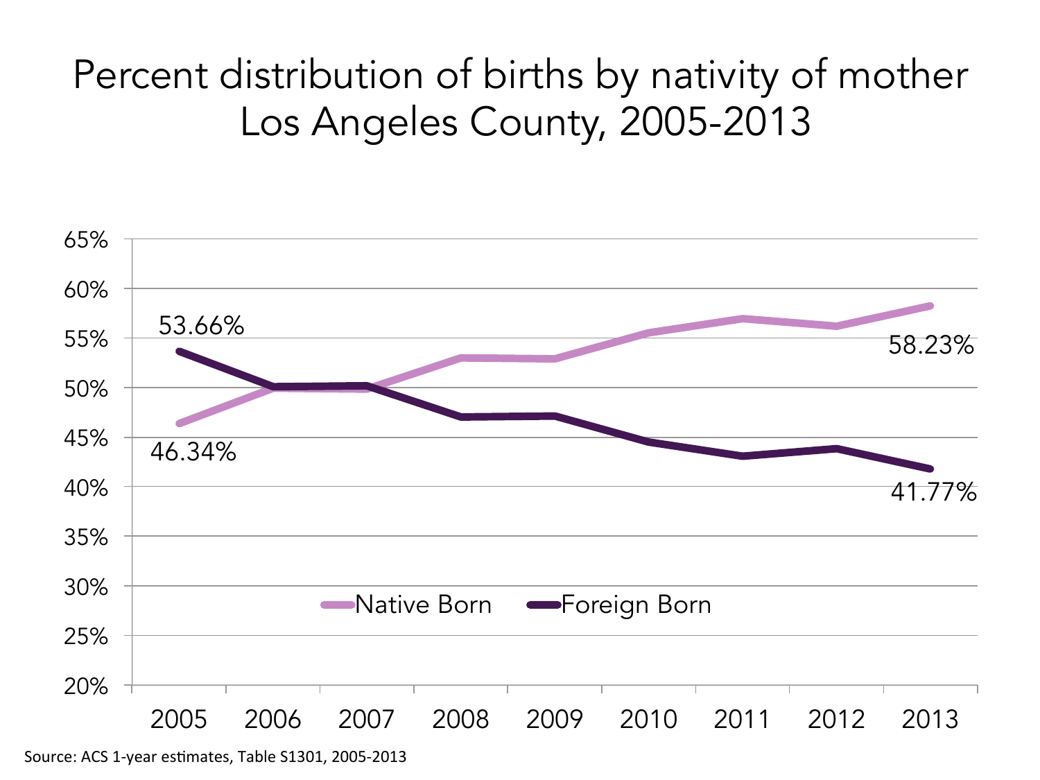# Percent distribution of births by nativity of mother Los Angeles County, 2005-2013

| Year | Native Born | Foreign Born |
|---|---|---|
| 2005 | 46.34% | 53.66% |
| 2013 | 58.23% | 41.77% |

Source: ACS 1-year estimates, Table S1301, 2005-2013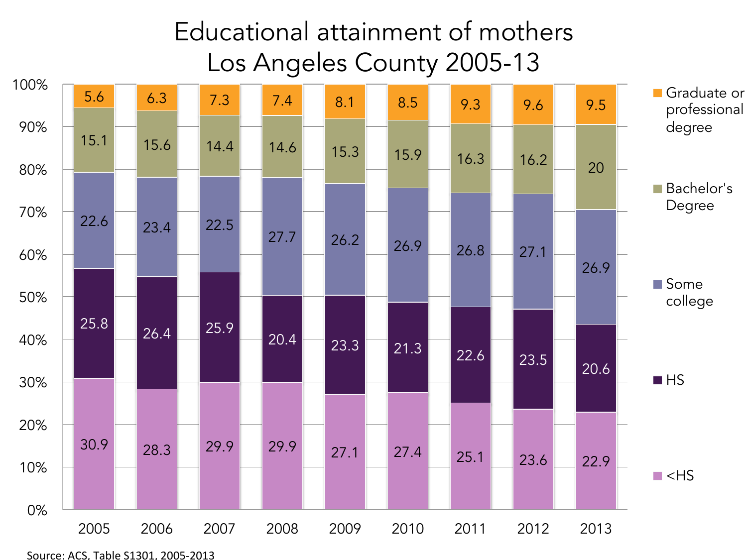# Educational attainment of mothers Los Angeles County 2005-13

| Year | <HS | HS | Some college | Bachelor's Degree | Graduate or professional degree |
|---|---|---|---|---|---|
| 2005 | 30.9 | 25.8 | 22.6 | 15.1 | 5.6 |
| 2006 | 28.3 | 26.4 | 23.4 | 15.6 | 6.3 |
| 2007 | 29.9 | 25.9 | 22.5 | 14.4 | 7.3 |
| 2008 | 29.9 | 20.4 | 27.7 | 14.6 | 7.4 |
| 2009 | 27.1 | 23.3 | 26.2 | 15.3 | 8.1 |
| 2010 | 27.4 | 21.3 | 26.9 | 15.9 | 8.5 |
| 2011 | 25.1 | 22.6 | 26.8 | 16.3 | 9.3 |
| 2012 | 23.6 | 23.5 | 27.1 | 16.2 | 9.6 |
| 2013 | 22.9 | 20.6 | 26.9 | 20 | 9.5 |

Source: ACS, Table S1301, 2005-2013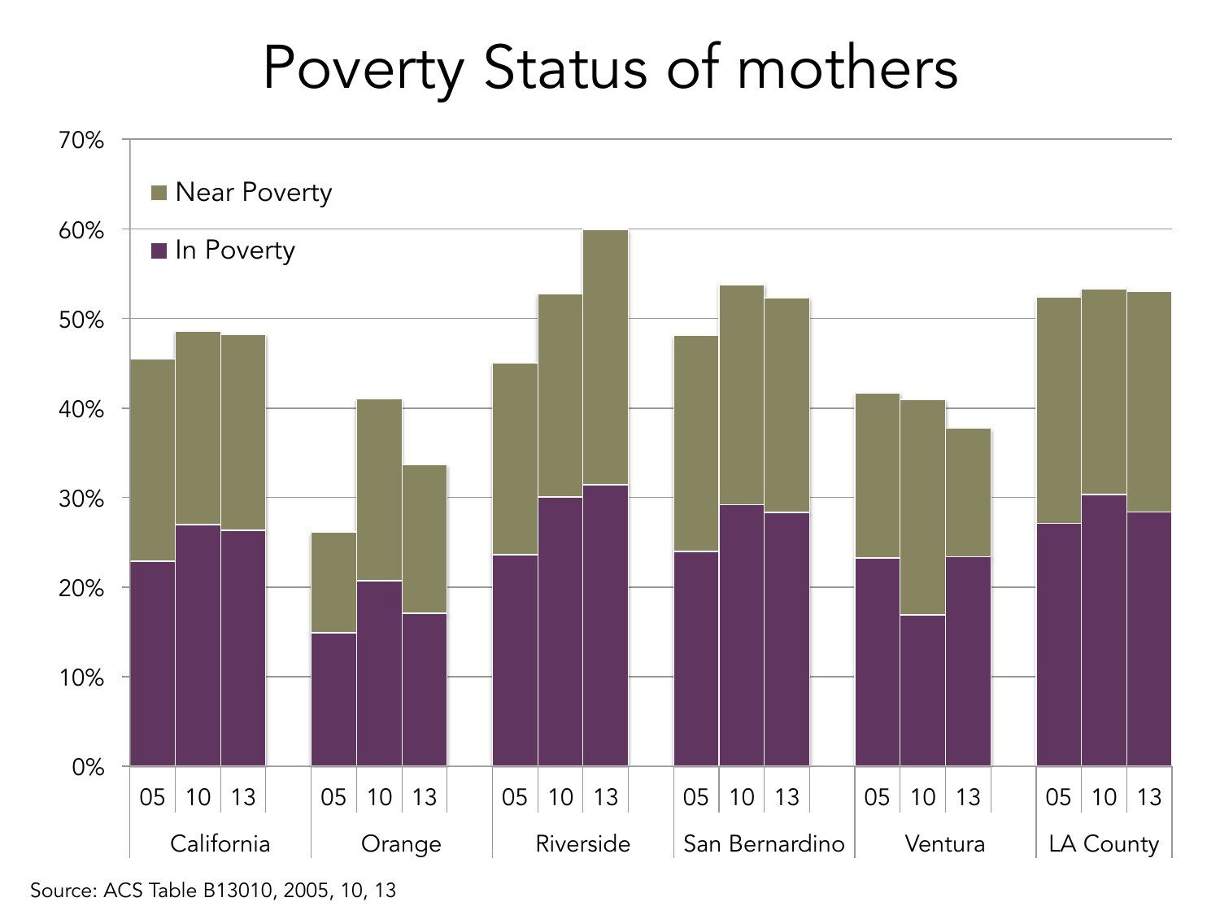# Poverty Status of mothers

Source: ACS Table B13010, 2005, 10, 13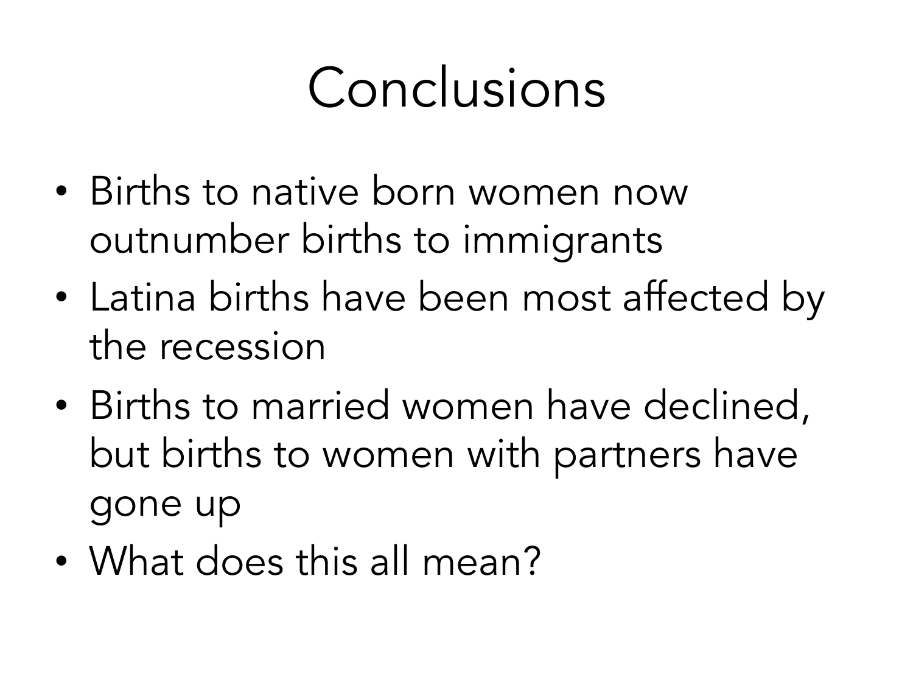# Conclusions

- Births to native born women now outnumber births to immigrants
- Latina births have been most affected by the recession
- Births to married women have declined, but births to women with partners have gone up
- What does this all mean?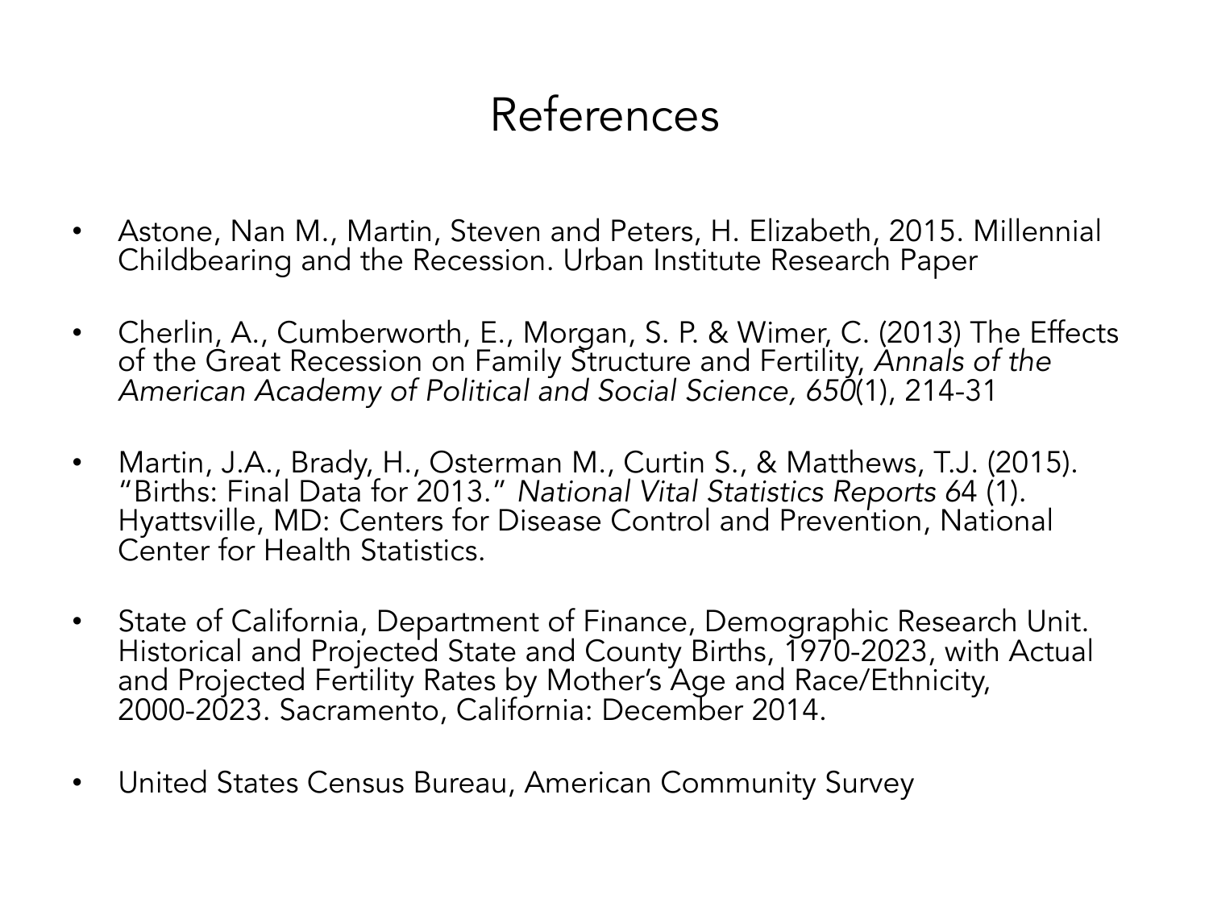# References

- Astone, Nan M., Martin, Steven and Peters, H. Elizabeth, 2015. Millennial Childbearing and the Recession. Urban Institute Research Paper

- Cherlin, A., Cumberworth, E., Morgan, S. P. & Wimer, C. (2013) The Effects of the Great Recession on Family Structure and Fertility, *Annals of the American Academy of Political and Social Science, 650*(1), 214-31

- Martin, J.A., Brady, H., Osterman M., Curtin S., & Matthews, T.J. (2015). "Births: Final Data for 2013." *National Vital Statistics Reports 6*4 (1). Hyattsville, MD: Centers for Disease Control and Prevention, National Center for Health Statistics.

- State of California, Department of Finance, Demographic Research Unit. Historical and Projected State and County Births, 1970-2023, with Actual and Projected Fertility Rates by Mother's Age and Race/Ethnicity, 2000-2023. Sacramento, California: December 2014.

- United States Census Bureau, American Community Survey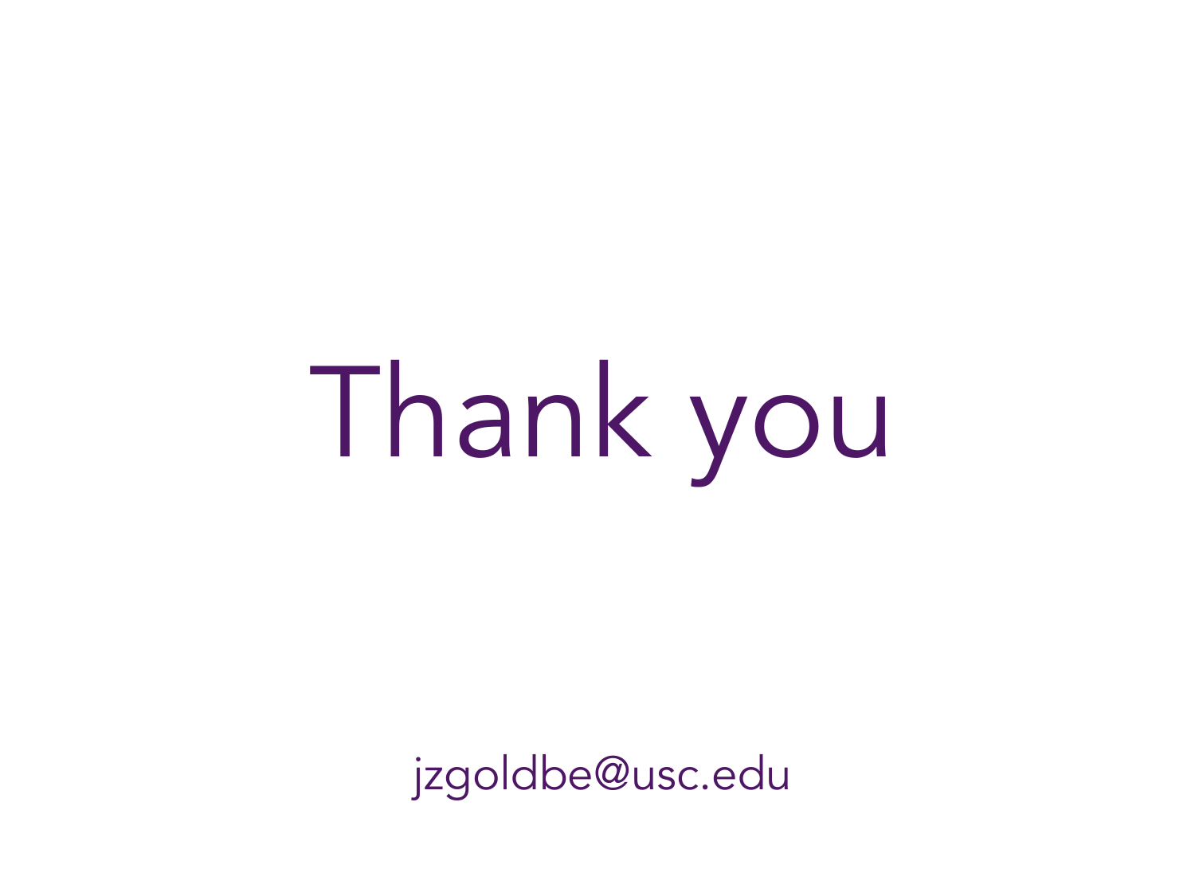# Thank you

jzgoldbe@usc.edu